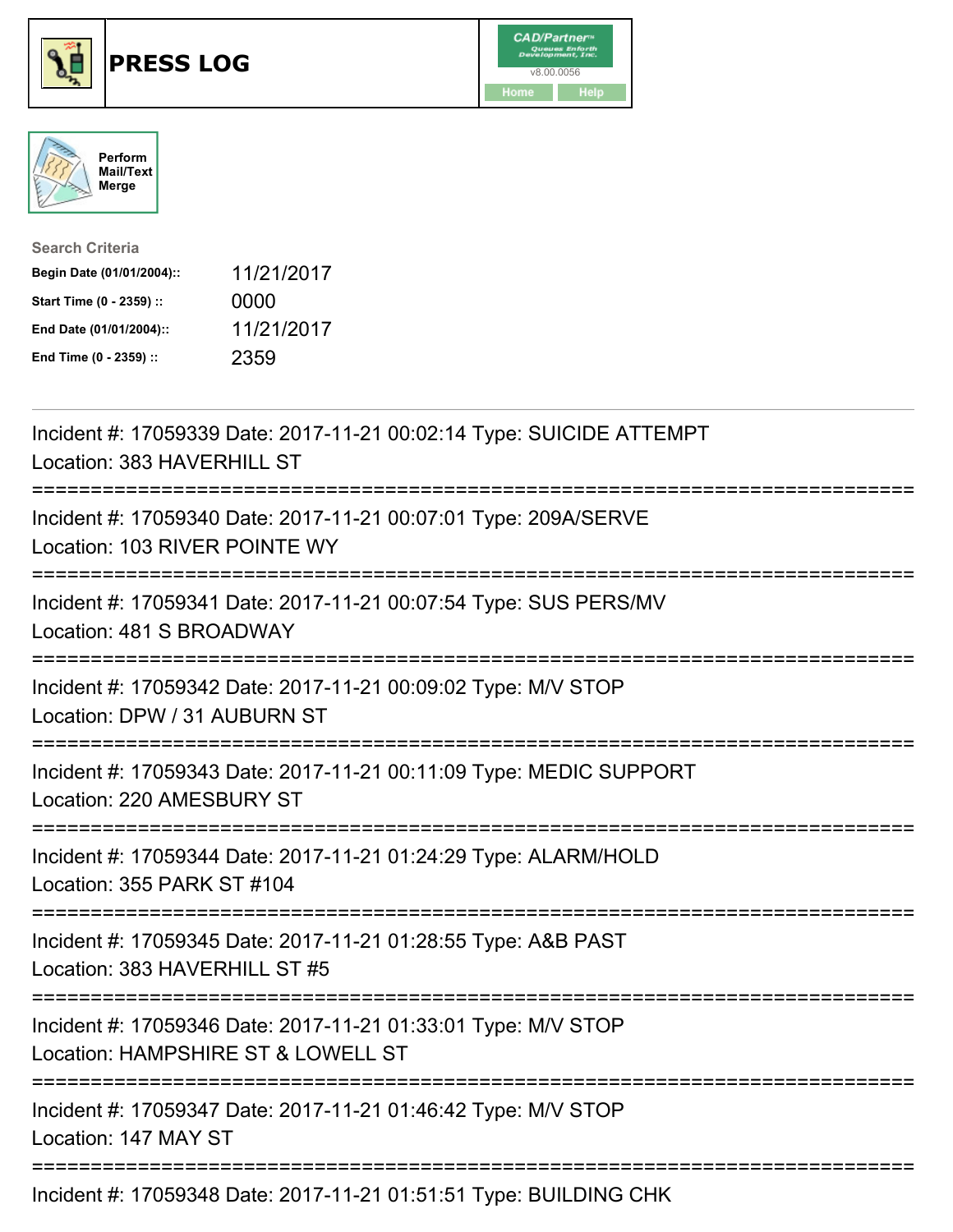# PRESS LOG

CAD/Partner
v8.00.0056
Home Help

Perform Mail/Text Merge

**Search Criteria**

| | |
|---|---|
| **Begin Date (01/01/2004)::** | 11/21/2017 |
| **Start Time (0 - 2359) ::** | 0000 |
| **End Date (01/01/2004)::** | 11/21/2017 |
| **End Time (0 - 2359) ::** | 2359 |

Incident #: 17059339 Date: 2017-11-21 00:02:14 Type: SUICIDE ATTEMPT
Location: 383 HAVERHILL ST

===========================================================================

Incident #: 17059340 Date: 2017-11-21 00:07:01 Type: 209A/SERVE
Location: 103 RIVER POINTE WY

===========================================================================

Incident #: 17059341 Date: 2017-11-21 00:07:54 Type: SUS PERS/MV
Location: 481 S BROADWAY

===========================================================================

Incident #: 17059342 Date: 2017-11-21 00:09:02 Type: M/V STOP
Location: DPW / 31 AUBURN ST

===========================================================================

Incident #: 17059343 Date: 2017-11-21 00:11:09 Type: MEDIC SUPPORT
Location: 220 AMESBURY ST

===========================================================================

Incident #: 17059344 Date: 2017-11-21 01:24:29 Type: ALARM/HOLD
Location: 355 PARK ST #104

===========================================================================

Incident #: 17059345 Date: 2017-11-21 01:28:55 Type: A&B PAST
Location: 383 HAVERHILL ST #5

===========================================================================

Incident #: 17059346 Date: 2017-11-21 01:33:01 Type: M/V STOP
Location: HAMPSHIRE ST & LOWELL ST

===========================================================================

Incident #: 17059347 Date: 2017-11-21 01:46:42 Type: M/V STOP
Location: 147 MAY ST

===========================================================================

Incident #: 17059348 Date: 2017-11-21 01:51:51 Type: BUILDING CHK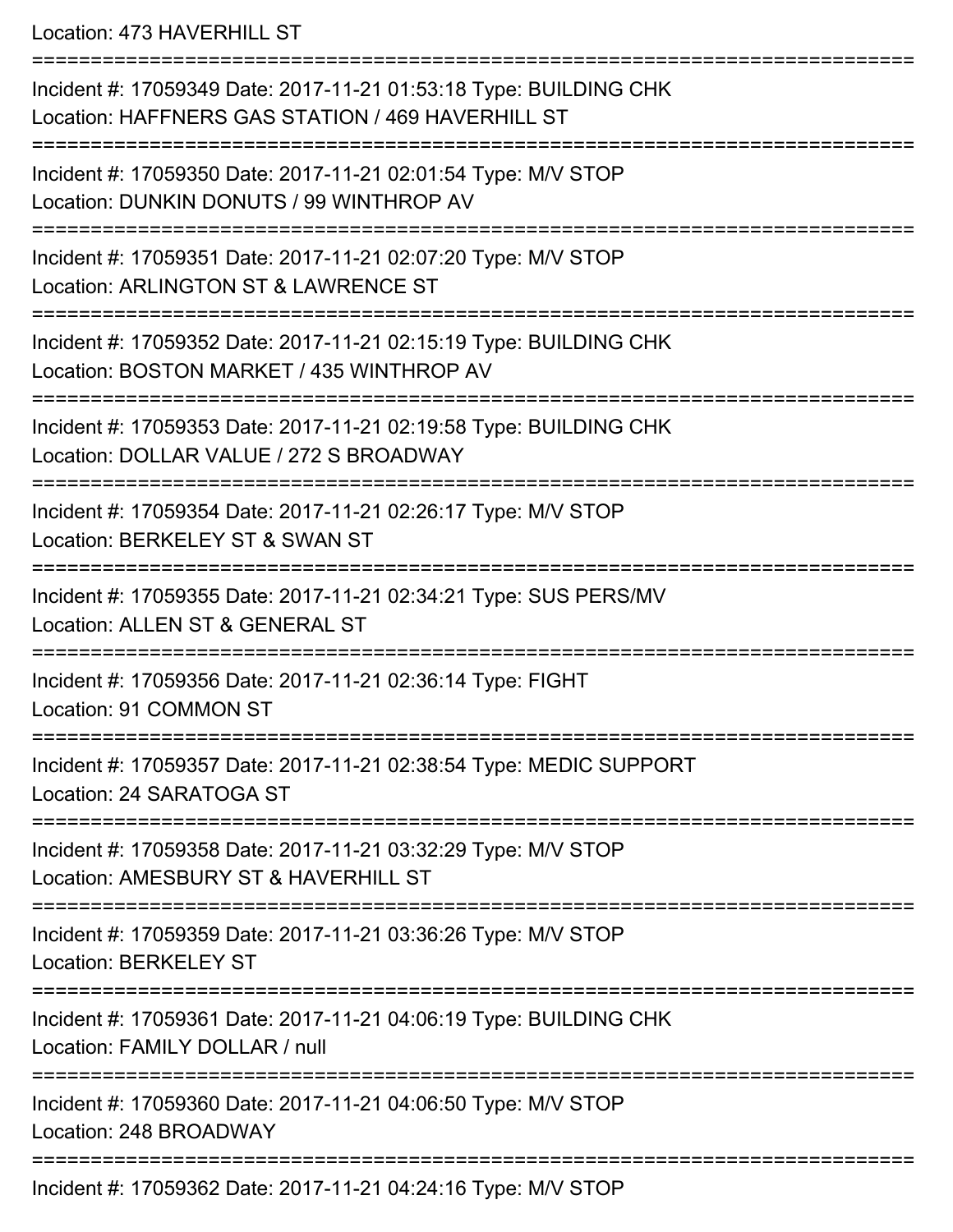Location: 473 HAVERHILL ST

===========================================================================

Incident #: 17059349 Date: 2017-11-21 01:53:18 Type: BUILDING CHK
Location: HAFFNERS GAS STATION / 469 HAVERHILL ST

===========================================================================

Incident #: 17059350 Date: 2017-11-21 02:01:54 Type: M/V STOP
Location: DUNKIN DONUTS / 99 WINTHROP AV

===========================================================================

Incident #: 17059351 Date: 2017-11-21 02:07:20 Type: M/V STOP
Location: ARLINGTON ST & LAWRENCE ST

===========================================================================

Incident #: 17059352 Date: 2017-11-21 02:15:19 Type: BUILDING CHK
Location: BOSTON MARKET / 435 WINTHROP AV

===========================================================================

Incident #: 17059353 Date: 2017-11-21 02:19:58 Type: BUILDING CHK
Location: DOLLAR VALUE / 272 S BROADWAY

===========================================================================

Incident #: 17059354 Date: 2017-11-21 02:26:17 Type: M/V STOP
Location: BERKELEY ST & SWAN ST

===========================================================================

Incident #: 17059355 Date: 2017-11-21 02:34:21 Type: SUS PERS/MV
Location: ALLEN ST & GENERAL ST

===========================================================================

Incident #: 17059356 Date: 2017-11-21 02:36:14 Type: FIGHT
Location: 91 COMMON ST

===========================================================================

Incident #: 17059357 Date: 2017-11-21 02:38:54 Type: MEDIC SUPPORT
Location: 24 SARATOGA ST

===========================================================================

Incident #: 17059358 Date: 2017-11-21 03:32:29 Type: M/V STOP
Location: AMESBURY ST & HAVERHILL ST

===========================================================================

Incident #: 17059359 Date: 2017-11-21 03:36:26 Type: M/V STOP
Location: BERKELEY ST

===========================================================================

Incident #: 17059361 Date: 2017-11-21 04:06:19 Type: BUILDING CHK
Location: FAMILY DOLLAR / null

===========================================================================

Incident #: 17059360 Date: 2017-11-21 04:06:50 Type: M/V STOP
Location: 248 BROADWAY

===========================================================================

Incident #: 17059362 Date: 2017-11-21 04:24:16 Type: M/V STOP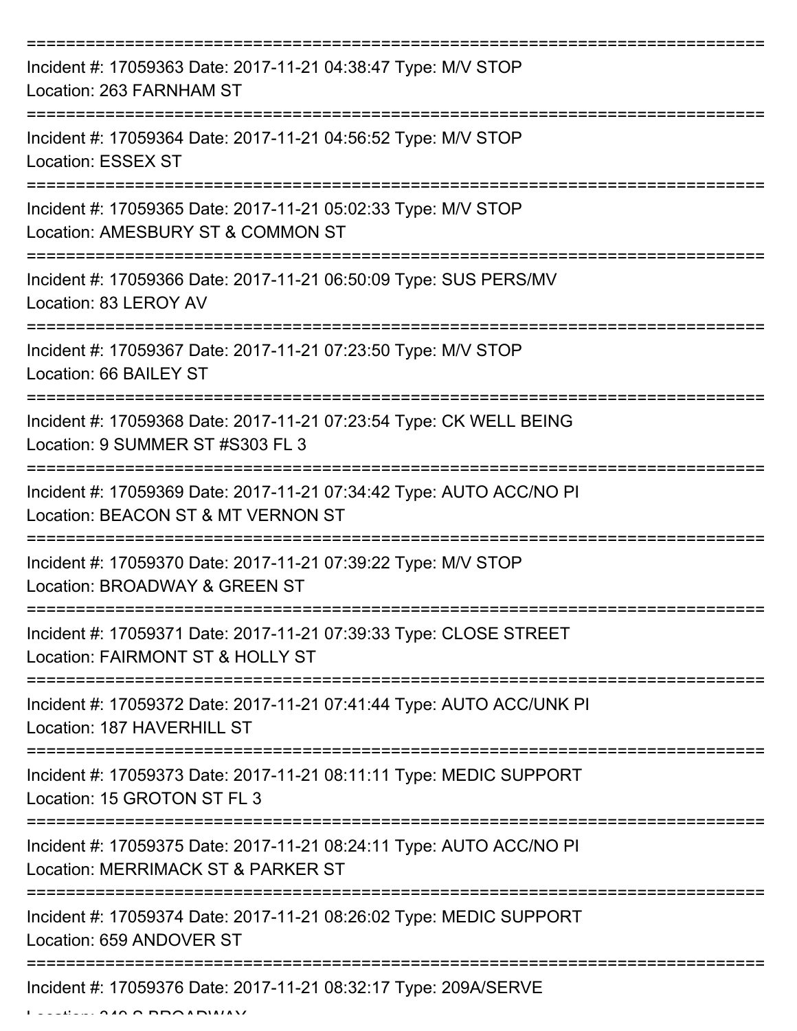===========================================================================

Incident #: 17059363 Date: 2017-11-21 04:38:47 Type: M/V STOP
Location: 263 FARNHAM ST

===========================================================================

Incident #: 17059364 Date: 2017-11-21 04:56:52 Type: M/V STOP
Location: ESSEX ST

===========================================================================

Incident #: 17059365 Date: 2017-11-21 05:02:33 Type: M/V STOP
Location: AMESBURY ST & COMMON ST

===========================================================================

Incident #: 17059366 Date: 2017-11-21 06:50:09 Type: SUS PERS/MV
Location: 83 LEROY AV

===========================================================================

Incident #: 17059367 Date: 2017-11-21 07:23:50 Type: M/V STOP
Location: 66 BAILEY ST

===========================================================================

Incident #: 17059368 Date: 2017-11-21 07:23:54 Type: CK WELL BEING
Location: 9 SUMMER ST #S303 FL 3

===========================================================================

Incident #: 17059369 Date: 2017-11-21 07:34:42 Type: AUTO ACC/NO PI
Location: BEACON ST & MT VERNON ST

===========================================================================

Incident #: 17059370 Date: 2017-11-21 07:39:22 Type: M/V STOP
Location: BROADWAY & GREEN ST

===========================================================================

Incident #: 17059371 Date: 2017-11-21 07:39:33 Type: CLOSE STREET
Location: FAIRMONT ST & HOLLY ST

===========================================================================

Incident #: 17059372 Date: 2017-11-21 07:41:44 Type: AUTO ACC/UNK PI
Location: 187 HAVERHILL ST

===========================================================================

Incident #: 17059373 Date: 2017-11-21 08:11:11 Type: MEDIC SUPPORT
Location: 15 GROTON ST FL 3

===========================================================================

Incident #: 17059375 Date: 2017-11-21 08:24:11 Type: AUTO ACC/NO PI
Location: MERRIMACK ST & PARKER ST

===========================================================================

Incident #: 17059374 Date: 2017-11-21 08:26:02 Type: MEDIC SUPPORT
Location: 659 ANDOVER ST

===========================================================================

Incident #: 17059376 Date: 2017-11-21 08:32:17 Type: 209A/SERVE
Location: 240 S BROADWAY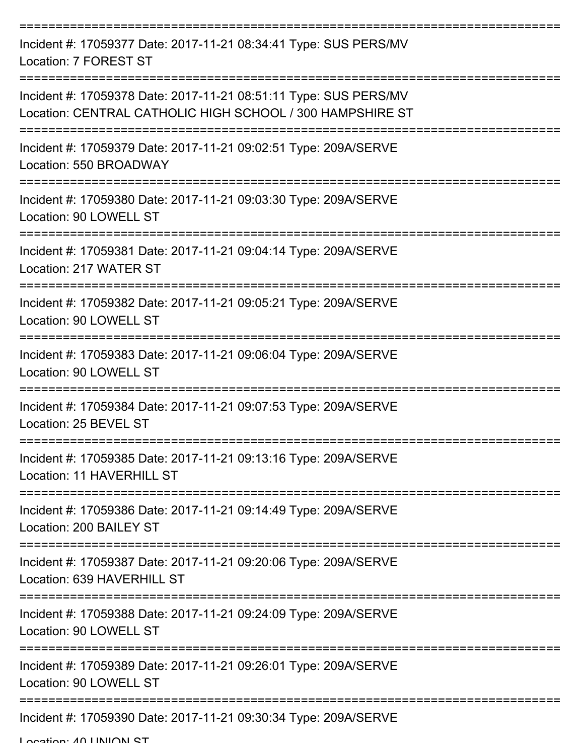===========================================================================

Incident #: 17059377 Date: 2017-11-21 08:34:41 Type: SUS PERS/MV

Location: 7 FOREST ST

===========================================================================

Incident #: 17059378 Date: 2017-11-21 08:51:11 Type: SUS PERS/MV

Location: CENTRAL CATHOLIC HIGH SCHOOL / 300 HAMPSHIRE ST

===========================================================================

Incident #: 17059379 Date: 2017-11-21 09:02:51 Type: 209A/SERVE

Location: 550 BROADWAY

===========================================================================

Incident #: 17059380 Date: 2017-11-21 09:03:30 Type: 209A/SERVE

Location: 90 LOWELL ST

===========================================================================

Incident #: 17059381 Date: 2017-11-21 09:04:14 Type: 209A/SERVE

Location: 217 WATER ST

===========================================================================

Incident #: 17059382 Date: 2017-11-21 09:05:21 Type: 209A/SERVE

Location: 90 LOWELL ST

===========================================================================

Incident #: 17059383 Date: 2017-11-21 09:06:04 Type: 209A/SERVE

Location: 90 LOWELL ST

===========================================================================

Incident #: 17059384 Date: 2017-11-21 09:07:53 Type: 209A/SERVE

Location: 25 BEVEL ST

===========================================================================

Incident #: 17059385 Date: 2017-11-21 09:13:16 Type: 209A/SERVE

Location: 11 HAVERHILL ST

===========================================================================

Incident #: 17059386 Date: 2017-11-21 09:14:49 Type: 209A/SERVE

Location: 200 BAILEY ST

===========================================================================

Incident #: 17059387 Date: 2017-11-21 09:20:06 Type: 209A/SERVE

Location: 639 HAVERHILL ST

===========================================================================

Incident #: 17059388 Date: 2017-11-21 09:24:09 Type: 209A/SERVE

Location: 90 LOWELL ST

===========================================================================

Incident #: 17059389 Date: 2017-11-21 09:26:01 Type: 209A/SERVE

Location: 90 LOWELL ST

===========================================================================

Incident #: 17059390 Date: 2017-11-21 09:30:34 Type: 209A/SERVE

Location: 40 UNION ST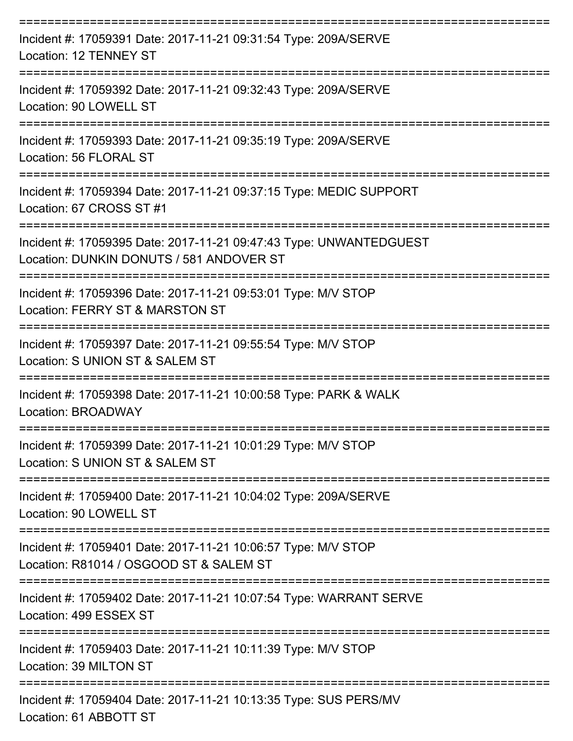===========================================================================

Incident #: 17059391 Date: 2017-11-21 09:31:54 Type: 209A/SERVE
Location: 12 TENNEY ST

===========================================================================

Incident #: 17059392 Date: 2017-11-21 09:32:43 Type: 209A/SERVE
Location: 90 LOWELL ST

===========================================================================

Incident #: 17059393 Date: 2017-11-21 09:35:19 Type: 209A/SERVE
Location: 56 FLORAL ST

===========================================================================

Incident #: 17059394 Date: 2017-11-21 09:37:15 Type: MEDIC SUPPORT
Location: 67 CROSS ST #1

===========================================================================

Incident #: 17059395 Date: 2017-11-21 09:47:43 Type: UNWANTEDGUEST
Location: DUNKIN DONUTS / 581 ANDOVER ST

===========================================================================

Incident #: 17059396 Date: 2017-11-21 09:53:01 Type: M/V STOP
Location: FERRY ST & MARSTON ST

===========================================================================

Incident #: 17059397 Date: 2017-11-21 09:55:54 Type: M/V STOP
Location: S UNION ST & SALEM ST

===========================================================================

Incident #: 17059398 Date: 2017-11-21 10:00:58 Type: PARK & WALK
Location: BROADWAY

===========================================================================

Incident #: 17059399 Date: 2017-11-21 10:01:29 Type: M/V STOP
Location: S UNION ST & SALEM ST

===========================================================================

Incident #: 17059400 Date: 2017-11-21 10:04:02 Type: 209A/SERVE
Location: 90 LOWELL ST

===========================================================================

Incident #: 17059401 Date: 2017-11-21 10:06:57 Type: M/V STOP
Location: R81014 / OSGOOD ST & SALEM ST

===========================================================================

Incident #: 17059402 Date: 2017-11-21 10:07:54 Type: WARRANT SERVE
Location: 499 ESSEX ST

===========================================================================

Incident #: 17059403 Date: 2017-11-21 10:11:39 Type: M/V STOP
Location: 39 MILTON ST

===========================================================================

Incident #: 17059404 Date: 2017-11-21 10:13:35 Type: SUS PERS/MV
Location: 61 ABBOTT ST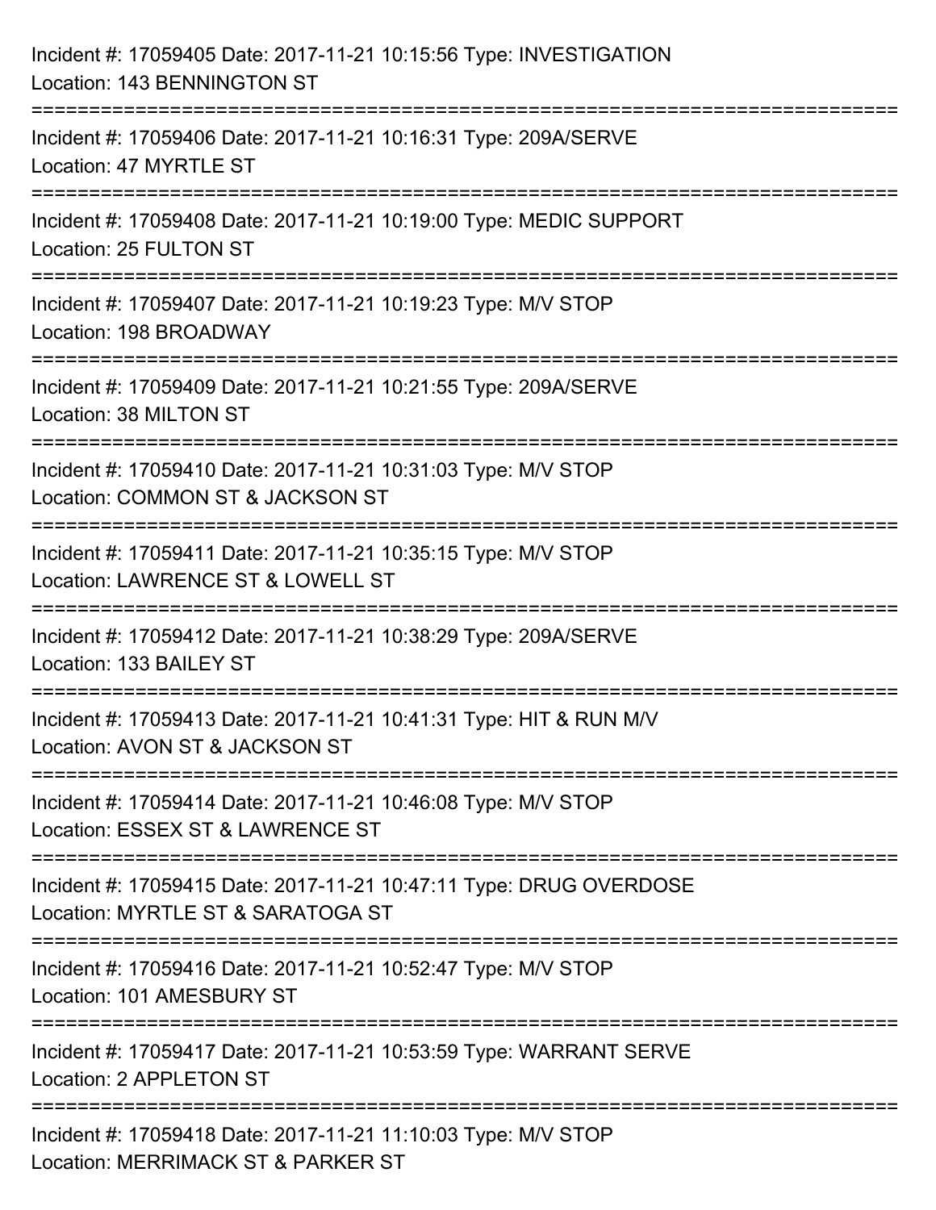Incident #: 17059405 Date: 2017-11-21 10:15:56 Type: INVESTIGATION
Location: 143 BENNINGTON ST

===========================================================================

Incident #: 17059406 Date: 2017-11-21 10:16:31 Type: 209A/SERVE
Location: 47 MYRTLE ST

===========================================================================

Incident #: 17059408 Date: 2017-11-21 10:19:00 Type: MEDIC SUPPORT
Location: 25 FULTON ST

===========================================================================

Incident #: 17059407 Date: 2017-11-21 10:19:23 Type: M/V STOP
Location: 198 BROADWAY

===========================================================================

Incident #: 17059409 Date: 2017-11-21 10:21:55 Type: 209A/SERVE
Location: 38 MILTON ST

===========================================================================

Incident #: 17059410 Date: 2017-11-21 10:31:03 Type: M/V STOP
Location: COMMON ST & JACKSON ST

===========================================================================

Incident #: 17059411 Date: 2017-11-21 10:35:15 Type: M/V STOP
Location: LAWRENCE ST & LOWELL ST

===========================================================================

Incident #: 17059412 Date: 2017-11-21 10:38:29 Type: 209A/SERVE
Location: 133 BAILEY ST

===========================================================================

Incident #: 17059413 Date: 2017-11-21 10:41:31 Type: HIT & RUN M/V
Location: AVON ST & JACKSON ST

===========================================================================

Incident #: 17059414 Date: 2017-11-21 10:46:08 Type: M/V STOP
Location: ESSEX ST & LAWRENCE ST

===========================================================================

Incident #: 17059415 Date: 2017-11-21 10:47:11 Type: DRUG OVERDOSE
Location: MYRTLE ST & SARATOGA ST

===========================================================================

Incident #: 17059416 Date: 2017-11-21 10:52:47 Type: M/V STOP
Location: 101 AMESBURY ST

===========================================================================

Incident #: 17059417 Date: 2017-11-21 10:53:59 Type: WARRANT SERVE
Location: 2 APPLETON ST

===========================================================================

Incident #: 17059418 Date: 2017-11-21 11:10:03 Type: M/V STOP
Location: MERRIMACK ST & PARKER ST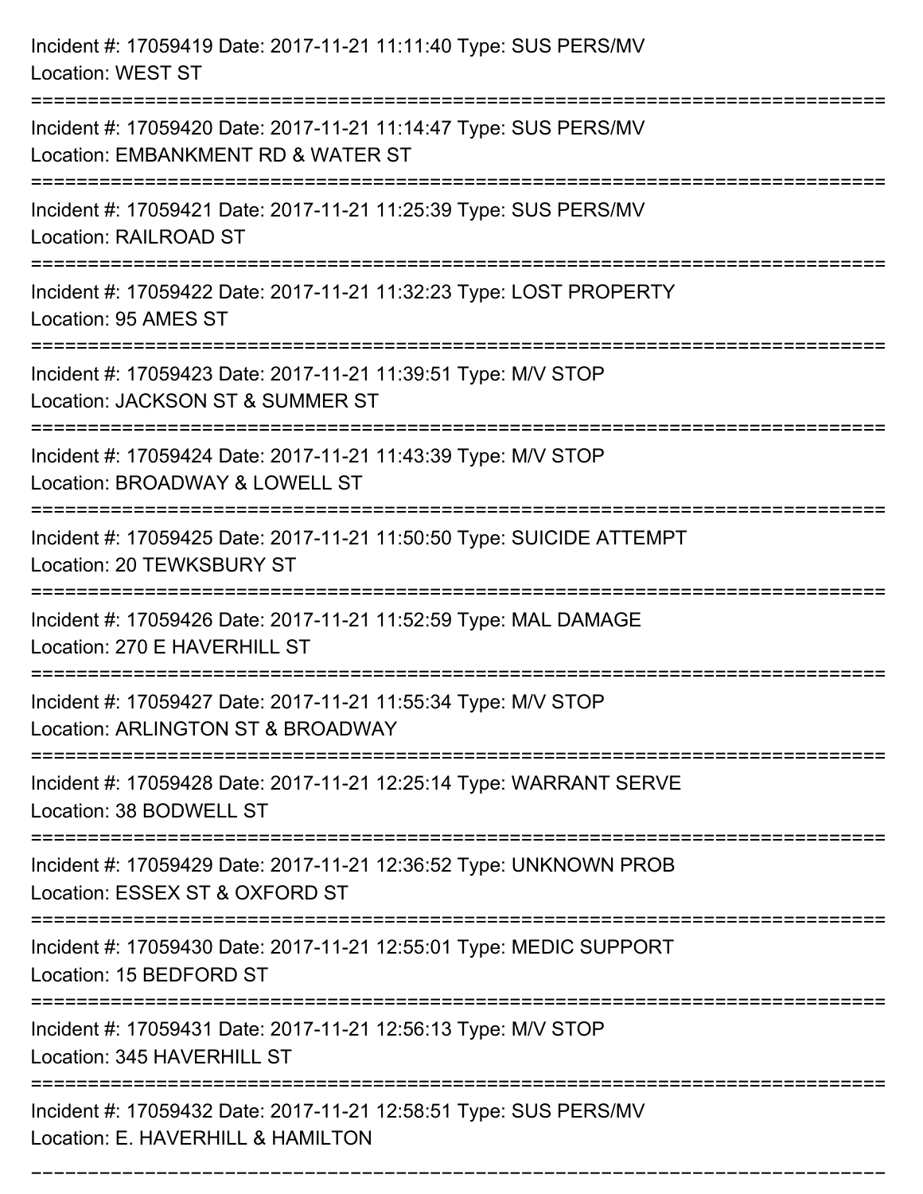Incident #: 17059419 Date: 2017-11-21 11:11:40 Type: SUS PERS/MV
Location: WEST ST

===========================================================================

Incident #: 17059420 Date: 2017-11-21 11:14:47 Type: SUS PERS/MV
Location: EMBANKMENT RD & WATER ST

===========================================================================

Incident #: 17059421 Date: 2017-11-21 11:25:39 Type: SUS PERS/MV
Location: RAILROAD ST

===========================================================================

Incident #: 17059422 Date: 2017-11-21 11:32:23 Type: LOST PROPERTY
Location: 95 AMES ST

===========================================================================

Incident #: 17059423 Date: 2017-11-21 11:39:51 Type: M/V STOP
Location: JACKSON ST & SUMMER ST

===========================================================================

Incident #: 17059424 Date: 2017-11-21 11:43:39 Type: M/V STOP
Location: BROADWAY & LOWELL ST

===========================================================================

Incident #: 17059425 Date: 2017-11-21 11:50:50 Type: SUICIDE ATTEMPT
Location: 20 TEWKSBURY ST

===========================================================================

Incident #: 17059426 Date: 2017-11-21 11:52:59 Type: MAL DAMAGE
Location: 270 E HAVERHILL ST

===========================================================================

Incident #: 17059427 Date: 2017-11-21 11:55:34 Type: M/V STOP
Location: ARLINGTON ST & BROADWAY

===========================================================================

Incident #: 17059428 Date: 2017-11-21 12:25:14 Type: WARRANT SERVE
Location: 38 BODWELL ST

===========================================================================

Incident #: 17059429 Date: 2017-11-21 12:36:52 Type: UNKNOWN PROB
Location: ESSEX ST & OXFORD ST

===========================================================================

Incident #: 17059430 Date: 2017-11-21 12:55:01 Type: MEDIC SUPPORT
Location: 15 BEDFORD ST

===========================================================================

Incident #: 17059431 Date: 2017-11-21 12:56:13 Type: M/V STOP
Location: 345 HAVERHILL ST

===========================================================================

Incident #: 17059432 Date: 2017-11-21 12:58:51 Type: SUS PERS/MV
Location: E. HAVERHILL & HAMILTON

===========================================================================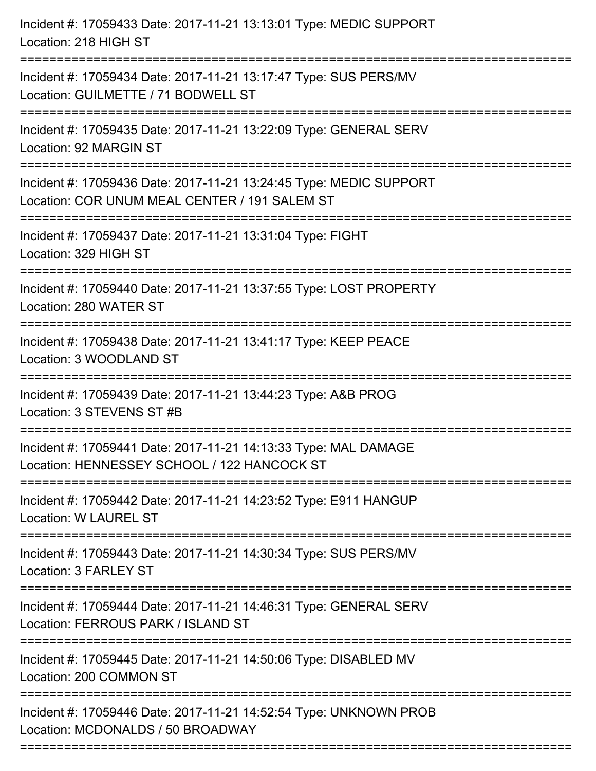Incident #: 17059433 Date: 2017-11-21 13:13:01 Type: MEDIC SUPPORT
Location: 218 HIGH ST

===========================================================================

Incident #: 17059434 Date: 2017-11-21 13:17:47 Type: SUS PERS/MV
Location: GUILMETTE / 71 BODWELL ST

===========================================================================

Incident #: 17059435 Date: 2017-11-21 13:22:09 Type: GENERAL SERV
Location: 92 MARGIN ST

===========================================================================

Incident #: 17059436 Date: 2017-11-21 13:24:45 Type: MEDIC SUPPORT
Location: COR UNUM MEAL CENTER / 191 SALEM ST

===========================================================================

Incident #: 17059437 Date: 2017-11-21 13:31:04 Type: FIGHT
Location: 329 HIGH ST

===========================================================================

Incident #: 17059440 Date: 2017-11-21 13:37:55 Type: LOST PROPERTY
Location: 280 WATER ST

===========================================================================

Incident #: 17059438 Date: 2017-11-21 13:41:17 Type: KEEP PEACE
Location: 3 WOODLAND ST

===========================================================================

Incident #: 17059439 Date: 2017-11-21 13:44:23 Type: A&B PROG
Location: 3 STEVENS ST #B

===========================================================================

Incident #: 17059441 Date: 2017-11-21 14:13:33 Type: MAL DAMAGE
Location: HENNESSEY SCHOOL / 122 HANCOCK ST

===========================================================================

Incident #: 17059442 Date: 2017-11-21 14:23:52 Type: E911 HANGUP
Location: W LAUREL ST

===========================================================================

Incident #: 17059443 Date: 2017-11-21 14:30:34 Type: SUS PERS/MV
Location: 3 FARLEY ST

===========================================================================

Incident #: 17059444 Date: 2017-11-21 14:46:31 Type: GENERAL SERV
Location: FERROUS PARK / ISLAND ST

===========================================================================

Incident #: 17059445 Date: 2017-11-21 14:50:06 Type: DISABLED MV
Location: 200 COMMON ST

===========================================================================

Incident #: 17059446 Date: 2017-11-21 14:52:54 Type: UNKNOWN PROB
Location: MCDONALDS / 50 BROADWAY

===========================================================================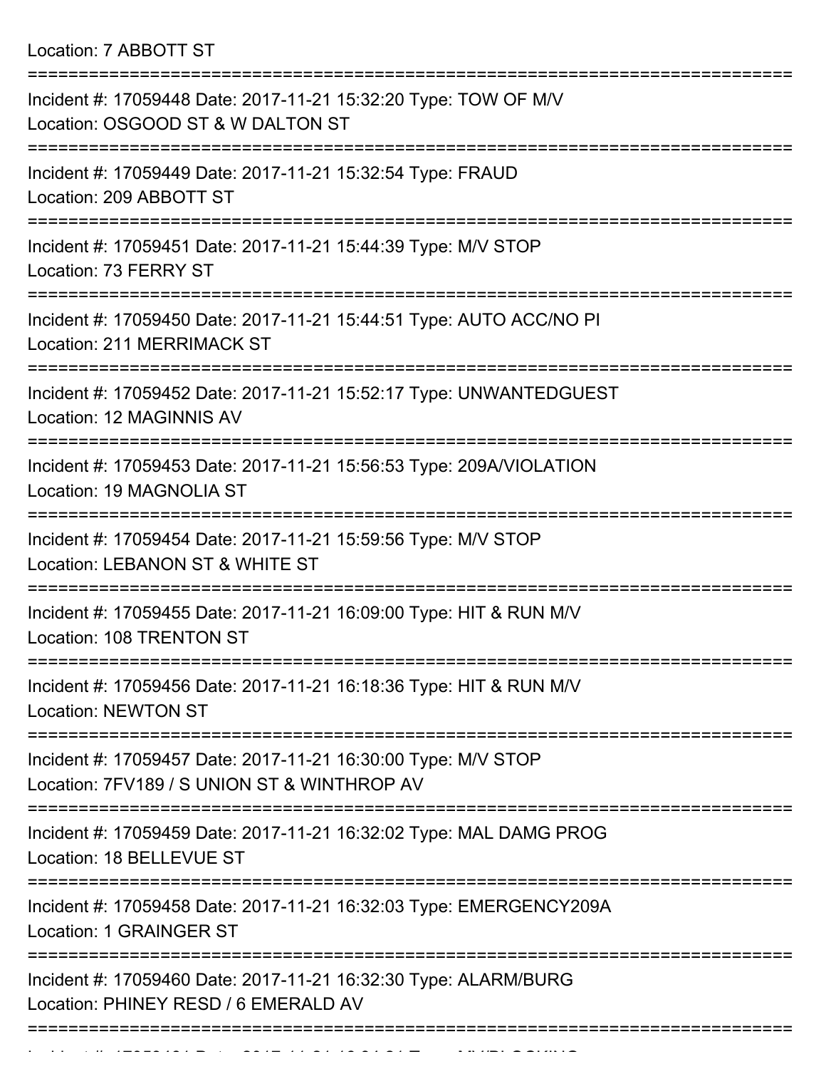Location: 7 ABBOTT ST

===========================================================================

Incident #: 17059448 Date: 2017-11-21 15:32:20 Type: TOW OF M/V
Location: OSGOOD ST & W DALTON ST

===========================================================================

Incident #: 17059449 Date: 2017-11-21 15:32:54 Type: FRAUD
Location: 209 ABBOTT ST

===========================================================================

Incident #: 17059451 Date: 2017-11-21 15:44:39 Type: M/V STOP
Location: 73 FERRY ST

===========================================================================

Incident #: 17059450 Date: 2017-11-21 15:44:51 Type: AUTO ACC/NO PI
Location: 211 MERRIMACK ST

===========================================================================

Incident #: 17059452 Date: 2017-11-21 15:52:17 Type: UNWANTEDGUEST
Location: 12 MAGINNIS AV

===========================================================================

Incident #: 17059453 Date: 2017-11-21 15:56:53 Type: 209A/VIOLATION
Location: 19 MAGNOLIA ST

===========================================================================

Incident #: 17059454 Date: 2017-11-21 15:59:56 Type: M/V STOP
Location: LEBANON ST & WHITE ST

===========================================================================

Incident #: 17059455 Date: 2017-11-21 16:09:00 Type: HIT & RUN M/V
Location: 108 TRENTON ST

===========================================================================

Incident #: 17059456 Date: 2017-11-21 16:18:36 Type: HIT & RUN M/V
Location: NEWTON ST

===========================================================================

Incident #: 17059457 Date: 2017-11-21 16:30:00 Type: M/V STOP
Location: 7FV189 / S UNION ST & WINTHROP AV

===========================================================================

Incident #: 17059459 Date: 2017-11-21 16:32:02 Type: MAL DAMG PROG
Location: 18 BELLEVUE ST

===========================================================================

Incident #: 17059458 Date: 2017-11-21 16:32:03 Type: EMERGENCY209A
Location: 1 GRAINGER ST

===========================================================================

Incident #: 17059460 Date: 2017-11-21 16:32:30 Type: ALARM/BURG
Location: PHINEY RESD / 6 EMERALD AV

===========================================================================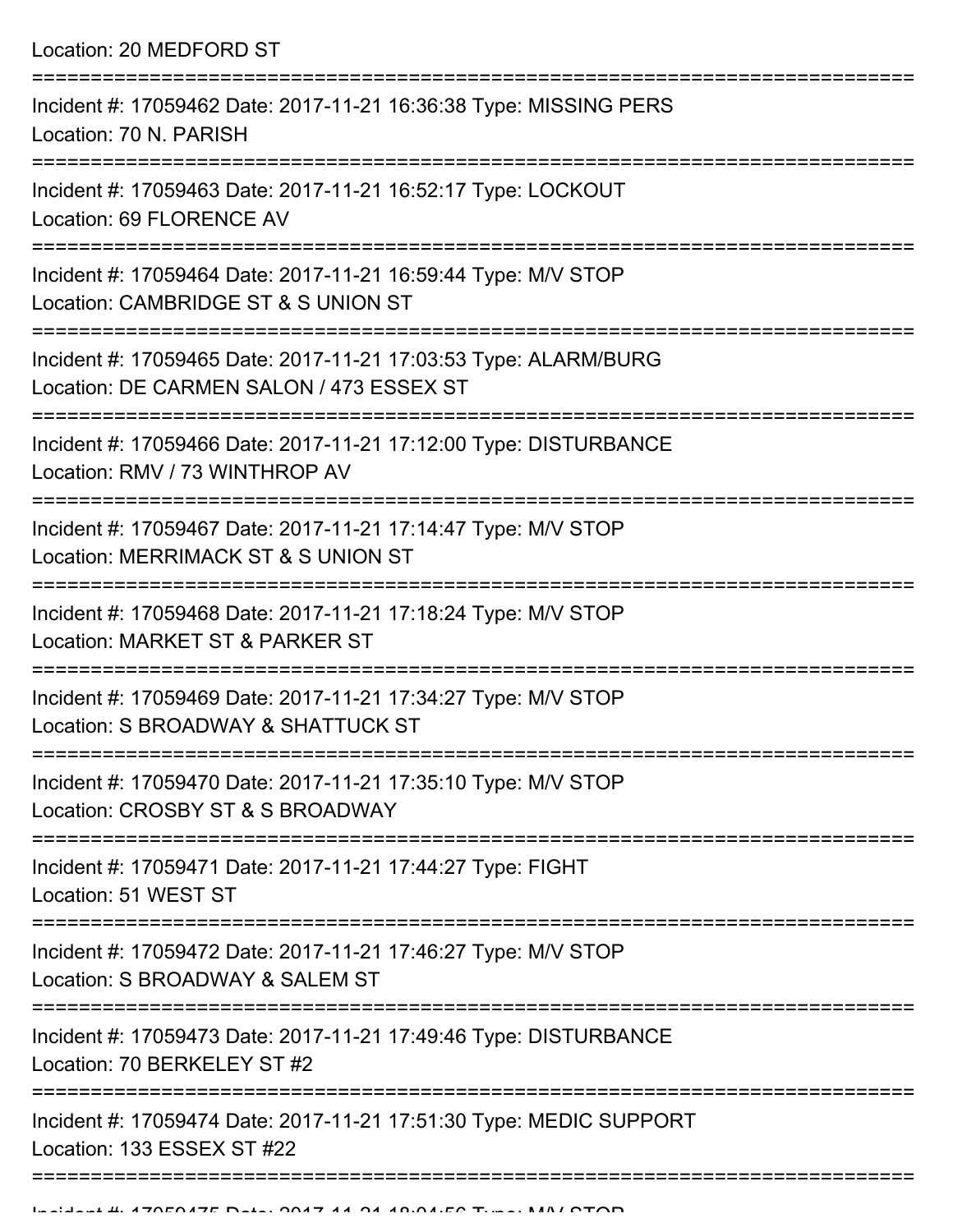Location: 20 MEDFORD ST

===========================================================================

Incident #: 17059462 Date: 2017-11-21 16:36:38 Type: MISSING PERS
Location: 70 N. PARISH

===========================================================================

Incident #: 17059463 Date: 2017-11-21 16:52:17 Type: LOCKOUT
Location: 69 FLORENCE AV

===========================================================================

Incident #: 17059464 Date: 2017-11-21 16:59:44 Type: M/V STOP
Location: CAMBRIDGE ST & S UNION ST

===========================================================================

Incident #: 17059465 Date: 2017-11-21 17:03:53 Type: ALARM/BURG
Location: DE CARMEN SALON / 473 ESSEX ST

===========================================================================

Incident #: 17059466 Date: 2017-11-21 17:12:00 Type: DISTURBANCE
Location: RMV / 73 WINTHROP AV

===========================================================================

Incident #: 17059467 Date: 2017-11-21 17:14:47 Type: M/V STOP
Location: MERRIMACK ST & S UNION ST

===========================================================================

Incident #: 17059468 Date: 2017-11-21 17:18:24 Type: M/V STOP
Location: MARKET ST & PARKER ST

===========================================================================

Incident #: 17059469 Date: 2017-11-21 17:34:27 Type: M/V STOP
Location: S BROADWAY & SHATTUCK ST

===========================================================================

Incident #: 17059470 Date: 2017-11-21 17:35:10 Type: M/V STOP
Location: CROSBY ST & S BROADWAY

===========================================================================

Incident #: 17059471 Date: 2017-11-21 17:44:27 Type: FIGHT
Location: 51 WEST ST

===========================================================================

Incident #: 17059472 Date: 2017-11-21 17:46:27 Type: M/V STOP
Location: S BROADWAY & SALEM ST

===========================================================================

Incident #: 17059473 Date: 2017-11-21 17:49:46 Type: DISTURBANCE
Location: 70 BERKELEY ST #2

===========================================================================

Incident #: 17059474 Date: 2017-11-21 17:51:30 Type: MEDIC SUPPORT
Location: 133 ESSEX ST #22

===========================================================================

Incident #: 17059475 Date: 2017-11-21 18:04:56 Type: M/V STOP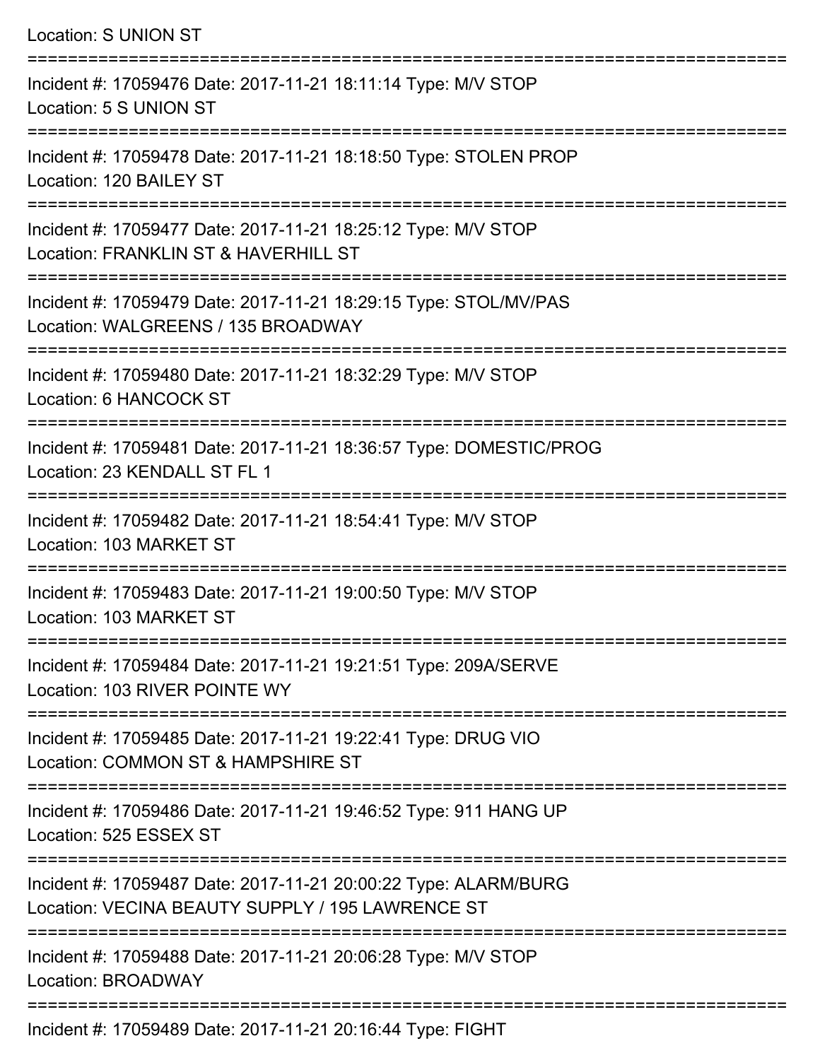Location: S UNION ST

===========================================================================

Incident #: 17059476 Date: 2017-11-21 18:11:14 Type: M/V STOP
Location: 5 S UNION ST

===========================================================================

Incident #: 17059478 Date: 2017-11-21 18:18:50 Type: STOLEN PROP
Location: 120 BAILEY ST

===========================================================================

Incident #: 17059477 Date: 2017-11-21 18:25:12 Type: M/V STOP
Location: FRANKLIN ST & HAVERHILL ST

===========================================================================

Incident #: 17059479 Date: 2017-11-21 18:29:15 Type: STOL/MV/PAS
Location: WALGREENS / 135 BROADWAY

===========================================================================

Incident #: 17059480 Date: 2017-11-21 18:32:29 Type: M/V STOP
Location: 6 HANCOCK ST

===========================================================================

Incident #: 17059481 Date: 2017-11-21 18:36:57 Type: DOMESTIC/PROG
Location: 23 KENDALL ST FL 1

===========================================================================

Incident #: 17059482 Date: 2017-11-21 18:54:41 Type: M/V STOP
Location: 103 MARKET ST

===========================================================================

Incident #: 17059483 Date: 2017-11-21 19:00:50 Type: M/V STOP
Location: 103 MARKET ST

===========================================================================

Incident #: 17059484 Date: 2017-11-21 19:21:51 Type: 209A/SERVE
Location: 103 RIVER POINTE WY

===========================================================================

Incident #: 17059485 Date: 2017-11-21 19:22:41 Type: DRUG VIO
Location: COMMON ST & HAMPSHIRE ST

===========================================================================

Incident #: 17059486 Date: 2017-11-21 19:46:52 Type: 911 HANG UP
Location: 525 ESSEX ST

===========================================================================

Incident #: 17059487 Date: 2017-11-21 20:00:22 Type: ALARM/BURG
Location: VECINA BEAUTY SUPPLY / 195 LAWRENCE ST

===========================================================================

Incident #: 17059488 Date: 2017-11-21 20:06:28 Type: M/V STOP
Location: BROADWAY

===========================================================================

Incident #: 17059489 Date: 2017-11-21 20:16:44 Type: FIGHT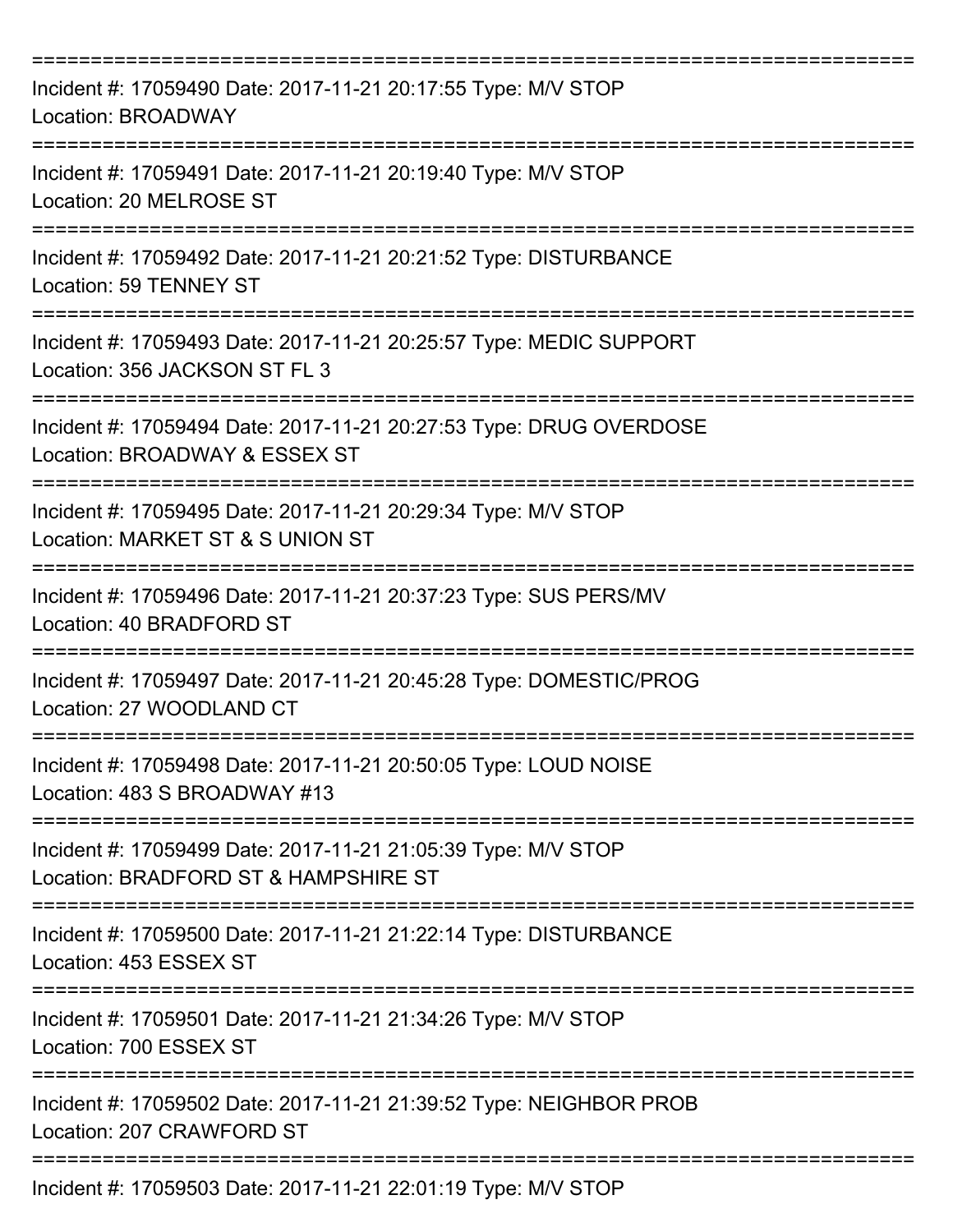===========================================================================

Incident #: 17059490 Date: 2017-11-21 20:17:55 Type: M/V STOP
Location: BROADWAY

===========================================================================

Incident #: 17059491 Date: 2017-11-21 20:19:40 Type: M/V STOP
Location: 20 MELROSE ST

===========================================================================

Incident #: 17059492 Date: 2017-11-21 20:21:52 Type: DISTURBANCE
Location: 59 TENNEY ST

===========================================================================

Incident #: 17059493 Date: 2017-11-21 20:25:57 Type: MEDIC SUPPORT
Location: 356 JACKSON ST FL 3

===========================================================================

Incident #: 17059494 Date: 2017-11-21 20:27:53 Type: DRUG OVERDOSE
Location: BROADWAY & ESSEX ST

===========================================================================

Incident #: 17059495 Date: 2017-11-21 20:29:34 Type: M/V STOP
Location: MARKET ST & S UNION ST

===========================================================================

Incident #: 17059496 Date: 2017-11-21 20:37:23 Type: SUS PERS/MV
Location: 40 BRADFORD ST

===========================================================================

Incident #: 17059497 Date: 2017-11-21 20:45:28 Type: DOMESTIC/PROG
Location: 27 WOODLAND CT

===========================================================================

Incident #: 17059498 Date: 2017-11-21 20:50:05 Type: LOUD NOISE
Location: 483 S BROADWAY #13

===========================================================================

Incident #: 17059499 Date: 2017-11-21 21:05:39 Type: M/V STOP
Location: BRADFORD ST & HAMPSHIRE ST

===========================================================================

Incident #: 17059500 Date: 2017-11-21 21:22:14 Type: DISTURBANCE
Location: 453 ESSEX ST

===========================================================================

Incident #: 17059501 Date: 2017-11-21 21:34:26 Type: M/V STOP
Location: 700 ESSEX ST

===========================================================================

Incident #: 17059502 Date: 2017-11-21 21:39:52 Type: NEIGHBOR PROB
Location: 207 CRAWFORD ST

===========================================================================

Incident #: 17059503 Date: 2017-11-21 22:01:19 Type: M/V STOP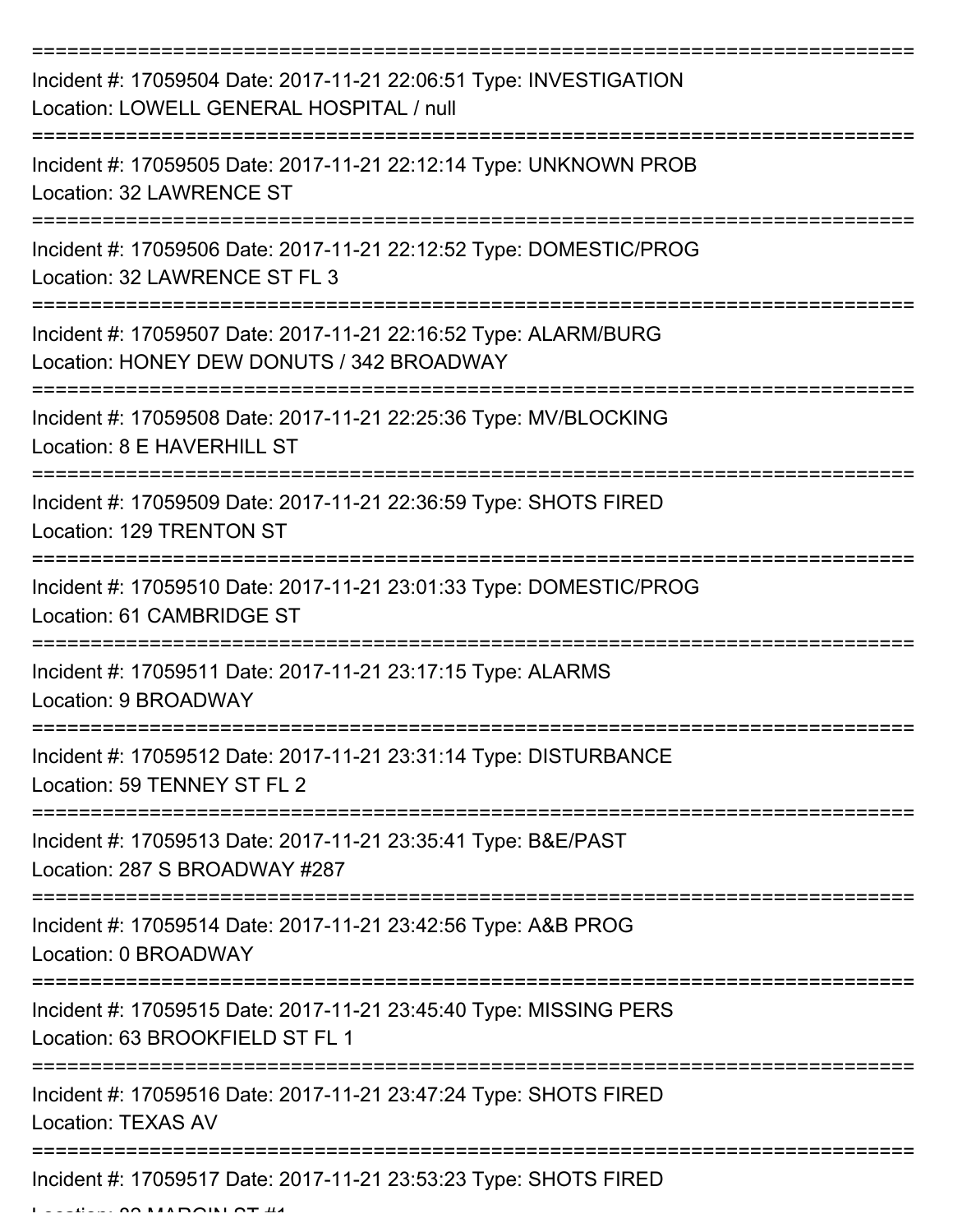===========================================================================

Incident #: 17059504 Date: 2017-11-21 22:06:51 Type: INVESTIGATION
Location: LOWELL GENERAL HOSPITAL / null

===========================================================================

Incident #: 17059505 Date: 2017-11-21 22:12:14 Type: UNKNOWN PROB
Location: 32 LAWRENCE ST

===========================================================================

Incident #: 17059506 Date: 2017-11-21 22:12:52 Type: DOMESTIC/PROG
Location: 32 LAWRENCE ST FL 3

===========================================================================

Incident #: 17059507 Date: 2017-11-21 22:16:52 Type: ALARM/BURG
Location: HONEY DEW DONUTS / 342 BROADWAY

===========================================================================

Incident #: 17059508 Date: 2017-11-21 22:25:36 Type: MV/BLOCKING
Location: 8 E HAVERHILL ST

===========================================================================

Incident #: 17059509 Date: 2017-11-21 22:36:59 Type: SHOTS FIRED
Location: 129 TRENTON ST

===========================================================================

Incident #: 17059510 Date: 2017-11-21 23:01:33 Type: DOMESTIC/PROG
Location: 61 CAMBRIDGE ST

===========================================================================

Incident #: 17059511 Date: 2017-11-21 23:17:15 Type: ALARMS
Location: 9 BROADWAY

===========================================================================

Incident #: 17059512 Date: 2017-11-21 23:31:14 Type: DISTURBANCE
Location: 59 TENNEY ST FL 2

===========================================================================

Incident #: 17059513 Date: 2017-11-21 23:35:41 Type: B&E/PAST
Location: 287 S BROADWAY #287

===========================================================================

Incident #: 17059514 Date: 2017-11-21 23:42:56 Type: A&B PROG
Location: 0 BROADWAY

===========================================================================

Incident #: 17059515 Date: 2017-11-21 23:45:40 Type: MISSING PERS
Location: 63 BROOKFIELD ST FL 1

===========================================================================

Incident #: 17059516 Date: 2017-11-21 23:47:24 Type: SHOTS FIRED
Location: TEXAS AV

===========================================================================

Incident #: 17059517 Date: 2017-11-21 23:53:23 Type: SHOTS FIRED
Location: 82 MARGIN ST #1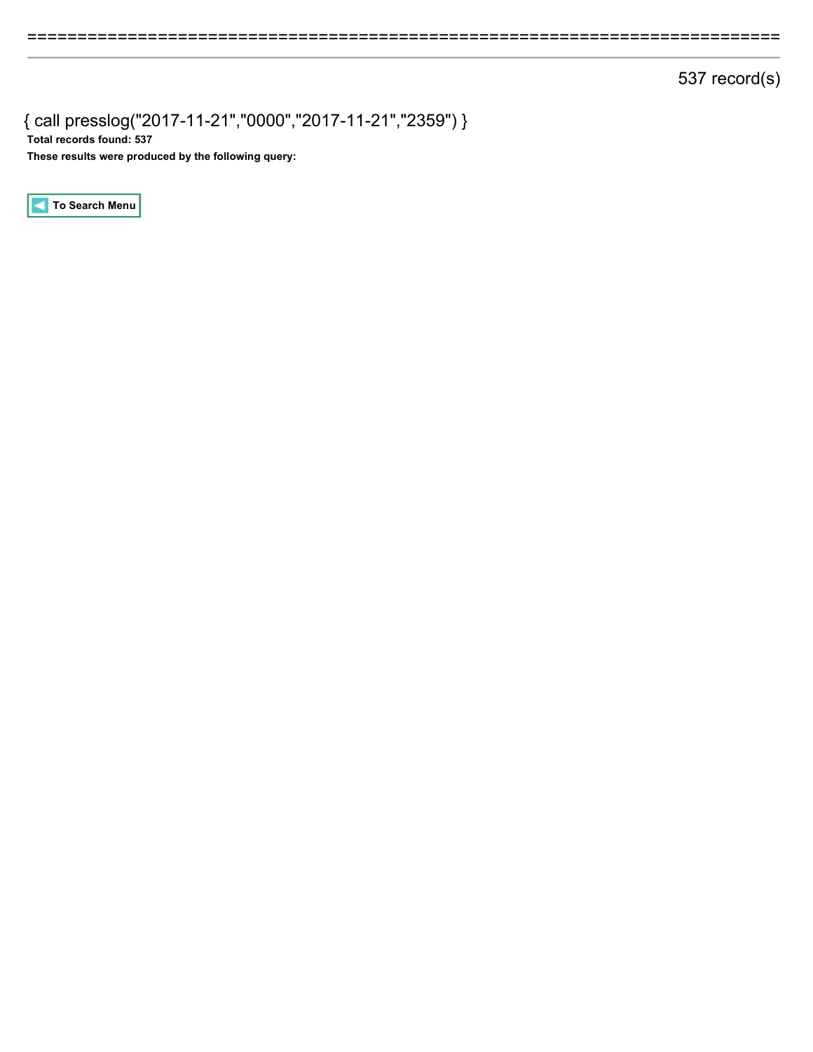==========================================================================

537 record(s)

{ call presslog("2017-11-21","0000","2017-11-21","2359") }

**Total records found: 537**

**These results were produced by the following query:**

**To Search Menu**